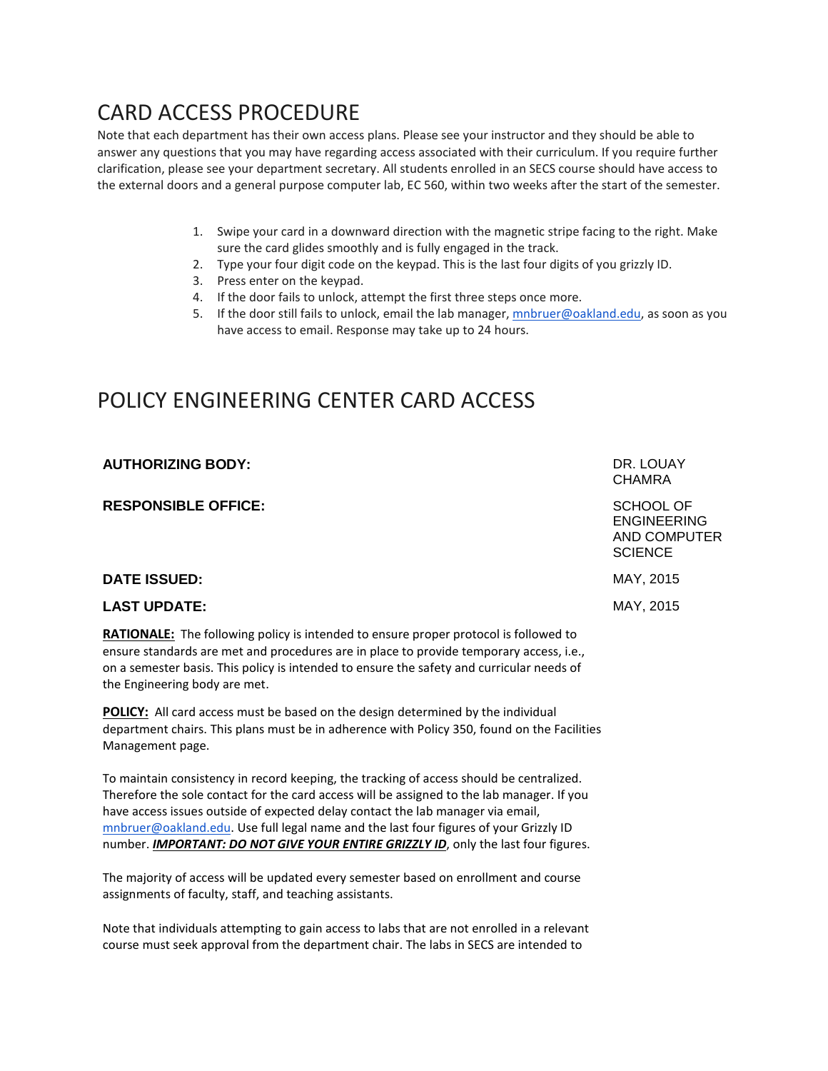# CARD ACCESS PROCEDURE

Note that each department has their own access plans. Please see your instructor and they should be able to answer any questions that you may have regarding access associated with their curriculum. If you require further clarification, please see your department secretary. All students enrolled in an SECS course should have access to the external doors and a general purpose computer lab, EC 560, within two weeks after the start of the semester.

1. Swipe your card in a downward direction with the magnetic stripe facing to the right. Make sure the card glides smoothly and is fully engaged in the track.
2. Type your four digit code on the keypad. This is the last four digits of you grizzly ID.
3. Press enter on the keypad.
4. If the door fails to unlock, attempt the first three steps once more.
5. If the door still fails to unlock, email the lab manager, mnbruer@oakland.edu, as soon as you have access to email. Response may take up to 24 hours.

# POLICY ENGINEERING CENTER CARD ACCESS

| | |
|---|---|
| **AUTHORIZING BODY:** | DR. LOUAY CHAMRA |
| **RESPONSIBLE OFFICE:** | SCHOOL OF ENGINEERING AND COMPUTER SCIENCE |
| **DATE ISSUED:** | MAY, 2015 |
| **LAST UPDATE:** | MAY, 2015 |

**RATIONALE:** The following policy is intended to ensure proper protocol is followed to ensure standards are met and procedures are in place to provide temporary access, i.e., on a semester basis. This policy is intended to ensure the safety and curricular needs of the Engineering body are met.

**POLICY:** All card access must be based on the design determined by the individual department chairs. This plans must be in adherence with Policy 350, found on the Facilities Management page.

To maintain consistency in record keeping, the tracking of access should be centralized. Therefore the sole contact for the card access will be assigned to the lab manager. If you have access issues outside of expected delay contact the lab manager via email, mnbruer@oakland.edu. Use full legal name and the last four figures of your Grizzly ID number. ***IMPORTANT: DO NOT GIVE YOUR ENTIRE GRIZZLY ID***, only the last four figures.

The majority of access will be updated every semester based on enrollment and course assignments of faculty, staff, and teaching assistants.

Note that individuals attempting to gain access to labs that are not enrolled in a relevant course must seek approval from the department chair. The labs in SECS are intended to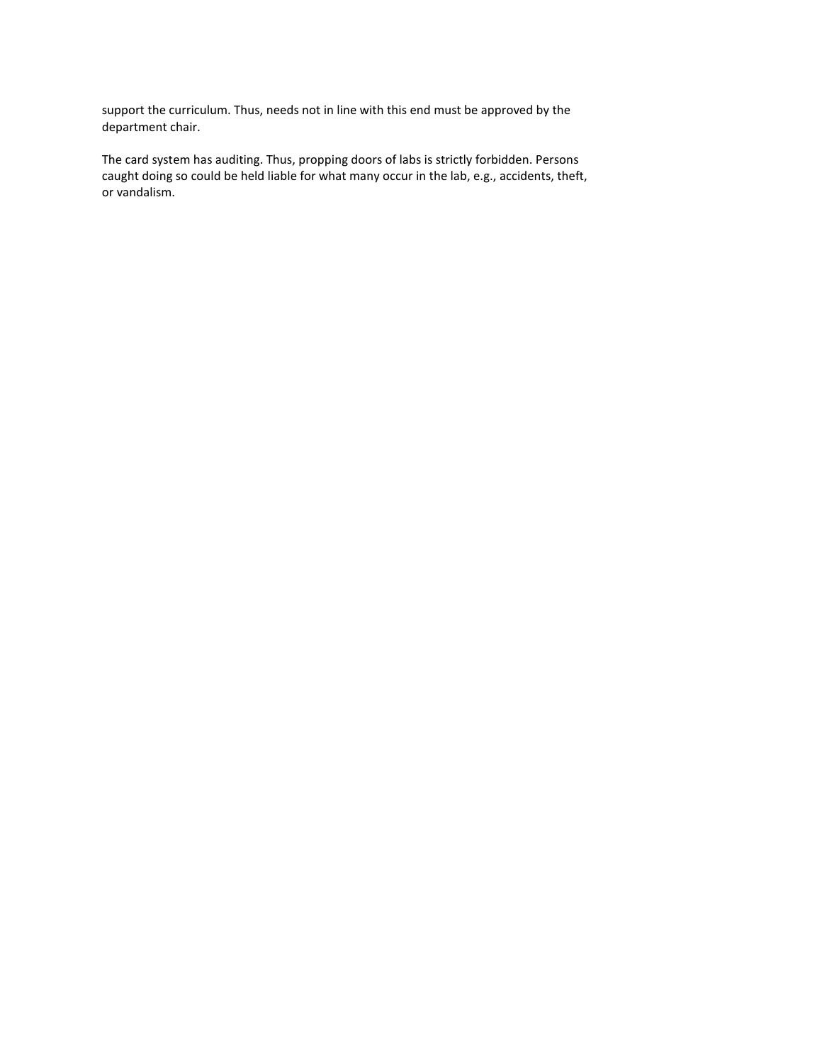support the curriculum. Thus, needs not in line with this end must be approved by the department chair.

The card system has auditing. Thus, propping doors of labs is strictly forbidden. Persons caught doing so could be held liable for what many occur in the lab, e.g., accidents, theft, or vandalism.